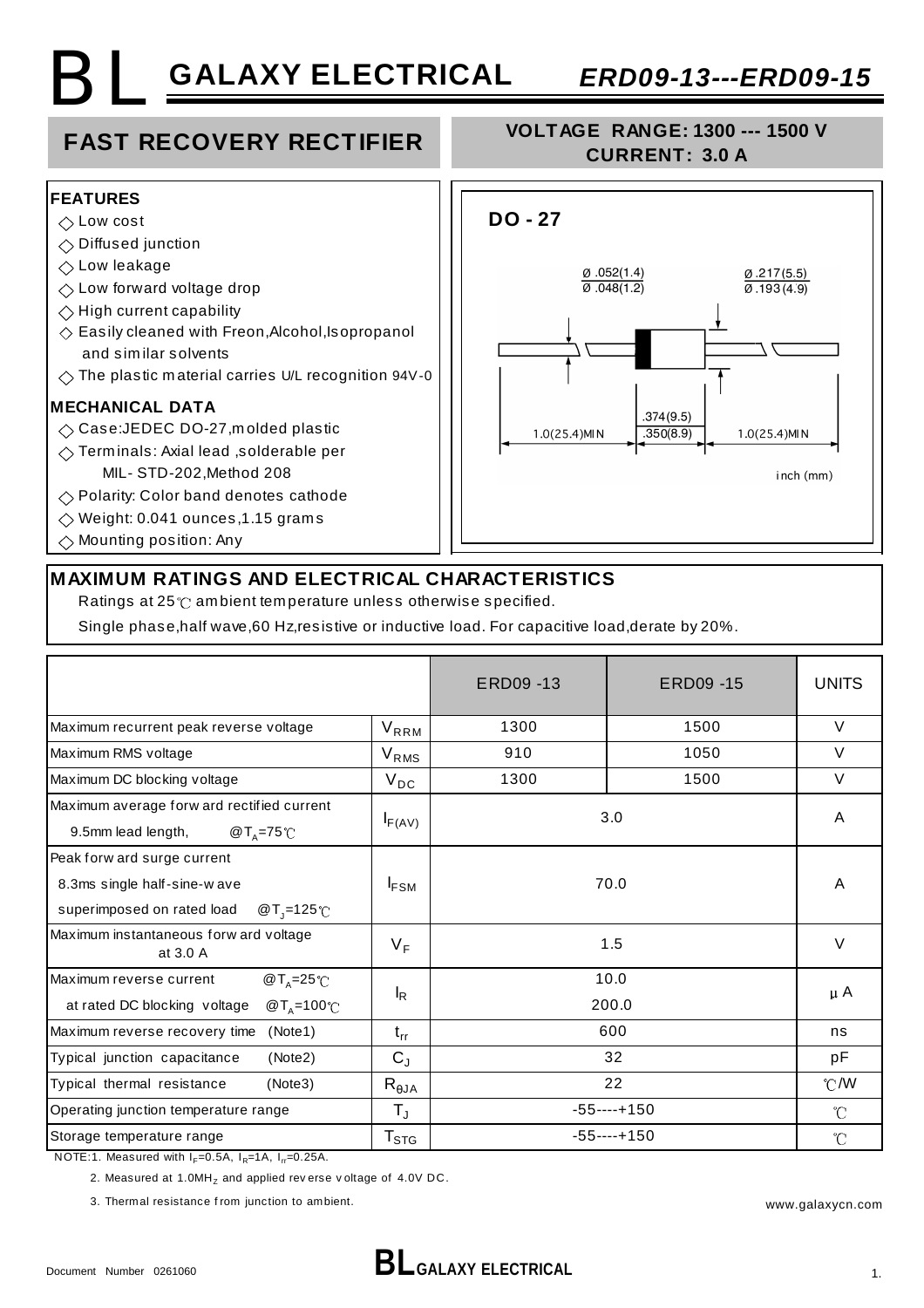# BL GALAXY ELECTRICAL ERD09-13---ERD09-15

## FAST RECOVERY RECTIFIER

**VOLTAGE RANGE: 1300 --- 1500 V**
**CURRENT: 3.0 A**

### FEATURES

- ◇ Low cost
- ◇ Diffused junction
- ◇ Low leakage
- ◇ Low forward voltage drop
- ◇ High current capability
- ◇ Easily cleaned with Freon,Alcohol,Isopropanol and similar solvents
- ◇ The plastic material carries U/L recognition 94V-0

### MECHANICAL DATA

- ◇ Case:JEDEC DO-27,molded plastic
- ◇ Terminals: Axial lead ,solderable per MIL- STD-202,Method 208
- ◇ Polarity: Color band denotes cathode
- ◇ Weight: 0.041 ounces,1.15 grams
- ◇ Mounting position: Any

**DO - 27**

Ø .052(1.4) / Ø .048(1.2)
Ø .217(5.5) / Ø .193(4.9)
1.0(25.4)MIN
.374(9.5) / .350(8.9)
1.0(25.4)MIN
inch (mm)

## MAXIMUM RATINGS AND ELECTRICAL CHARACTERISTICS

Ratings at 25℃ ambient temperature unless otherwise specified.

Single phase,half wave,60 Hz,resistive or inductive load. For capacitive load,derate by 20%.

| | | ERD09 -13 | ERD09 -15 | UNITS |
|---|---|---|---|---|
| Maximum recurrent peak reverse voltage | $V_{RRM}$ | 1300 | 1500 | V |
| Maximum RMS voltage | $V_{RMS}$ | 910 | 1050 | V |
| Maximum DC blocking voltage | $V_{DC}$ | 1300 | 1500 | V |
| Maximum average forward rectified current 9.5mm lead length, @$T_A$=75℃ | $I_{F(AV)}$ | 3.0 | | A |
| Peak forward surge current 8.3ms single half-sine-wave superimposed on rated load @$T_J$=125℃ | $I_{FSM}$ | 70.0 | | A |
| Maximum instantaneous forward voltage at 3.0 A | $V_F$ | 1.5 | | V |
| Maximum reverse current @$T_A$=25℃ at rated DC blocking voltage @$T_A$=100℃ | $I_R$ | 10.0 / 200.0 | | μA |
| Maximum reverse recovery time (Note1) | $t_{rr}$ | 600 | | ns |
| Typical junction capacitance (Note2) | $C_J$ | 32 | | pF |
| Typical thermal resistance (Note3) | $R_{\theta JA}$ | 22 | | ℃/W |
| Operating junction temperature range | $T_J$ | -55----+150 | | ℃ |
| Storage temperature range | $T_{STG}$ | -55----+150 | | ℃ |

NOTE:1. Measured with $I_F$=0.5A, $I_R$=1A, $I_{rr}$=0.25A.

2. Measured at 1.0MH$_Z$ and applied reverse voltage of 4.0V DC.

3. Thermal resistance from junction to ambient.

www.galaxycn.com

Document Number 0261060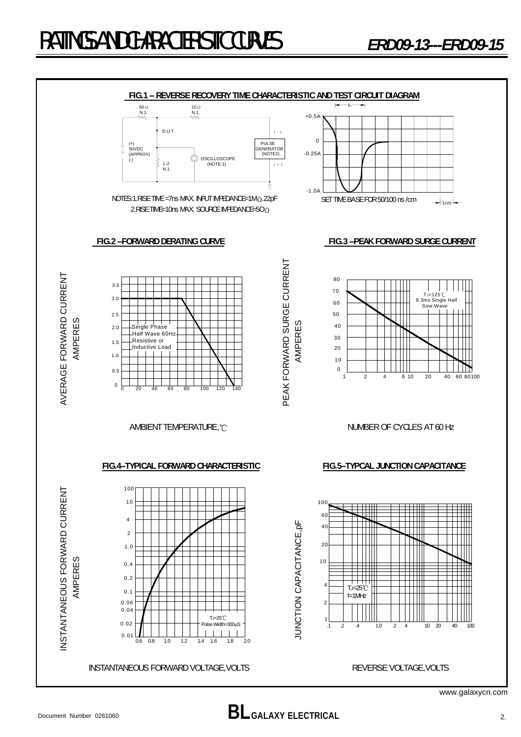# RATINGS AND CHARACTERISTIC CURVES

## ERD09-13---ERD09-15

### FIG.1 – REVERSE RECOVERY TIME CHARACTERISTIC AND TEST CIRCUIT DIAGRAM

50Ω
N.1.

10Ω
N.1.

D.U.T.

(+)
50VDC
(APPROX)
(-)

1Ω
N.1.

OSCILLOSCOPE
(NOTE 1)

PULSE
GENERATOR
(NOTE2)

( - )

( + )

$t_{rr}$

+0.5A

0

-0.25A

-1.0A

SET TIME BASE FOR 50/100 ns /cm

1cm

NOTES:1.RISE TIME=7ns MAX. INPUT IMPEDANCE=1MΩ.22pF
2.RISE TIME=10ns MAX. SOURCE IMPEDANCE=5OΩ

### FIG.2 --FORWARD DERATING CURVE

AVERAGE FORWARD CURRENT AMPERES

3.5
3.0
2.5
2.0
1.5
1.0
0.5
0

Single Phase
Half Wave 60Hz
Resistive or
Inductive Load

0 20 40 60 80 100 120 140

AMBIENT TEMPERATURE, ℃

### FIG.3 --PEAK FORWARD SURGE CURRENT

PEAK FORWARD SURGE CURRENT AMPERES

80
70
60
50
40
30
20
10
0

$T_J$=125℃
8.3ms Single Half
Sine-Wave

1 2 4 8 10 20 40 60 80100

NUMBER OF CYCLES AT 60 Hz

### FIG.4--TYPICAL FORWARD CHARACTERISTIC

INSTANTANEOUS FORWARD CURRENT AMPERES

100
10
4
2
1.0
0.4
0.2
0.1
0.06
0.04
0.02
0.01

$T_J$=25℃
Pulse Width=300μS

0.6 0.8 1.0 1.2 1.4 1.6 1.8 2.0

INSTANTANEOUS FORWARD VOLTAGE,VOLTS

### FIG.5--TYPCAL JUNCTION CAPACITANCE

JUNCTION CAPACITANCE,pF

100
60
40
20
10
4
2
1

$T_J$=25℃
f=1MHz

.1 .2 .4 1.0 2 4 10 20 40 100

REVERSE VOLTAGE,VOLTS

www.galaxycn.com

Document Number 0261060

BL GALAXY ELECTRICAL